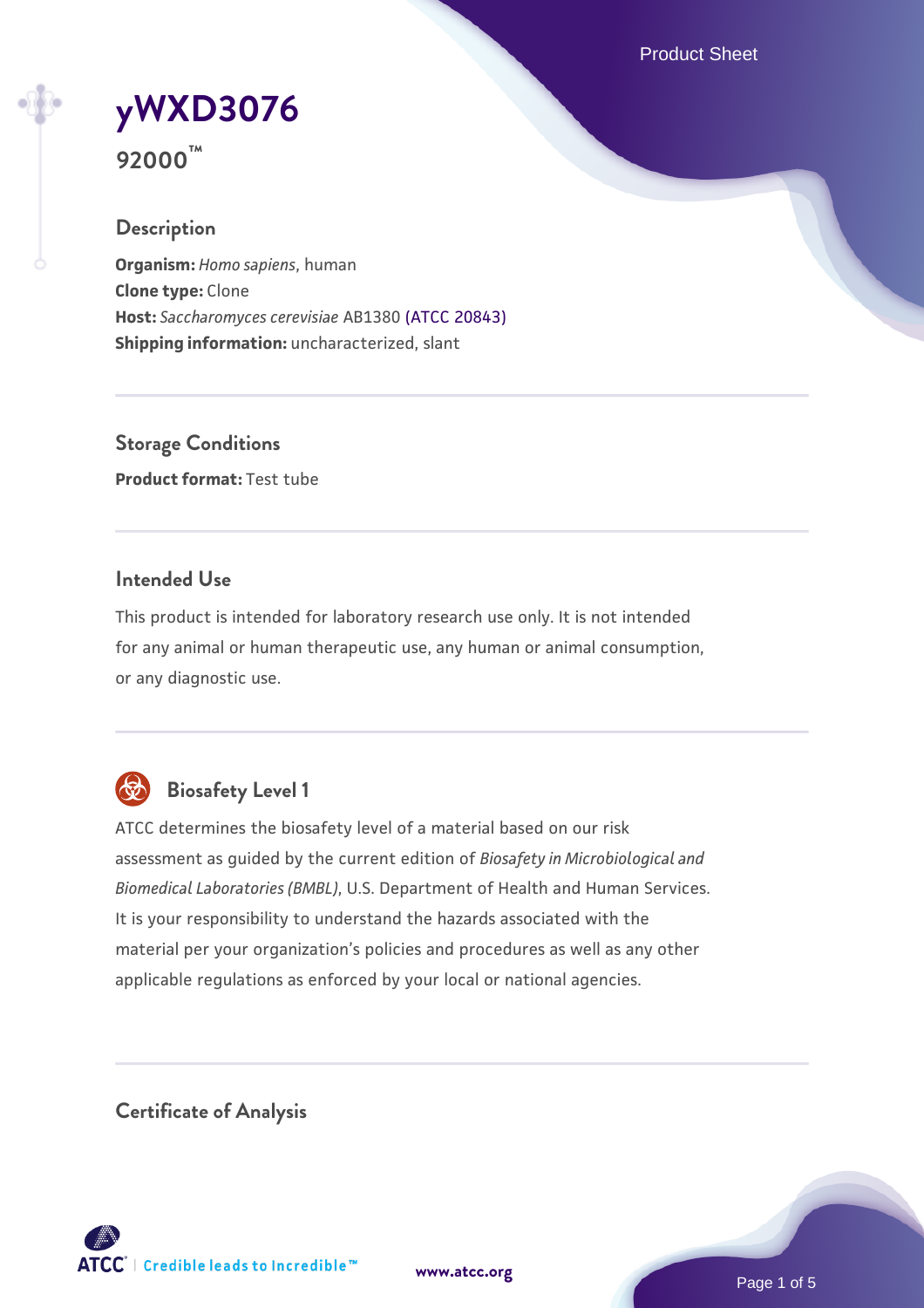# yWXD3076

**92000™**

## Description

**Organism:** *Homo sapiens*, human
**Clone type:** Clone
**Host:** *Saccharomyces cerevisiae* AB1380 (ATCC 20843)
**Shipping information:** uncharacterized, slant

## Storage Conditions

**Product format:** Test tube

## Intended Use

This product is intended for laboratory research use only. It is not intended for any animal or human therapeutic use, any human or animal consumption, or any diagnostic use.

## Biosafety Level 1

ATCC determines the biosafety level of a material based on our risk assessment as guided by the current edition of *Biosafety in Microbiological and Biomedical Laboratories (BMBL)*, U.S. Department of Health and Human Services. It is your responsibility to understand the hazards associated with the material per your organization's policies and procedures as well as any other applicable regulations as enforced by your local or national agencies.

## Certificate of Analysis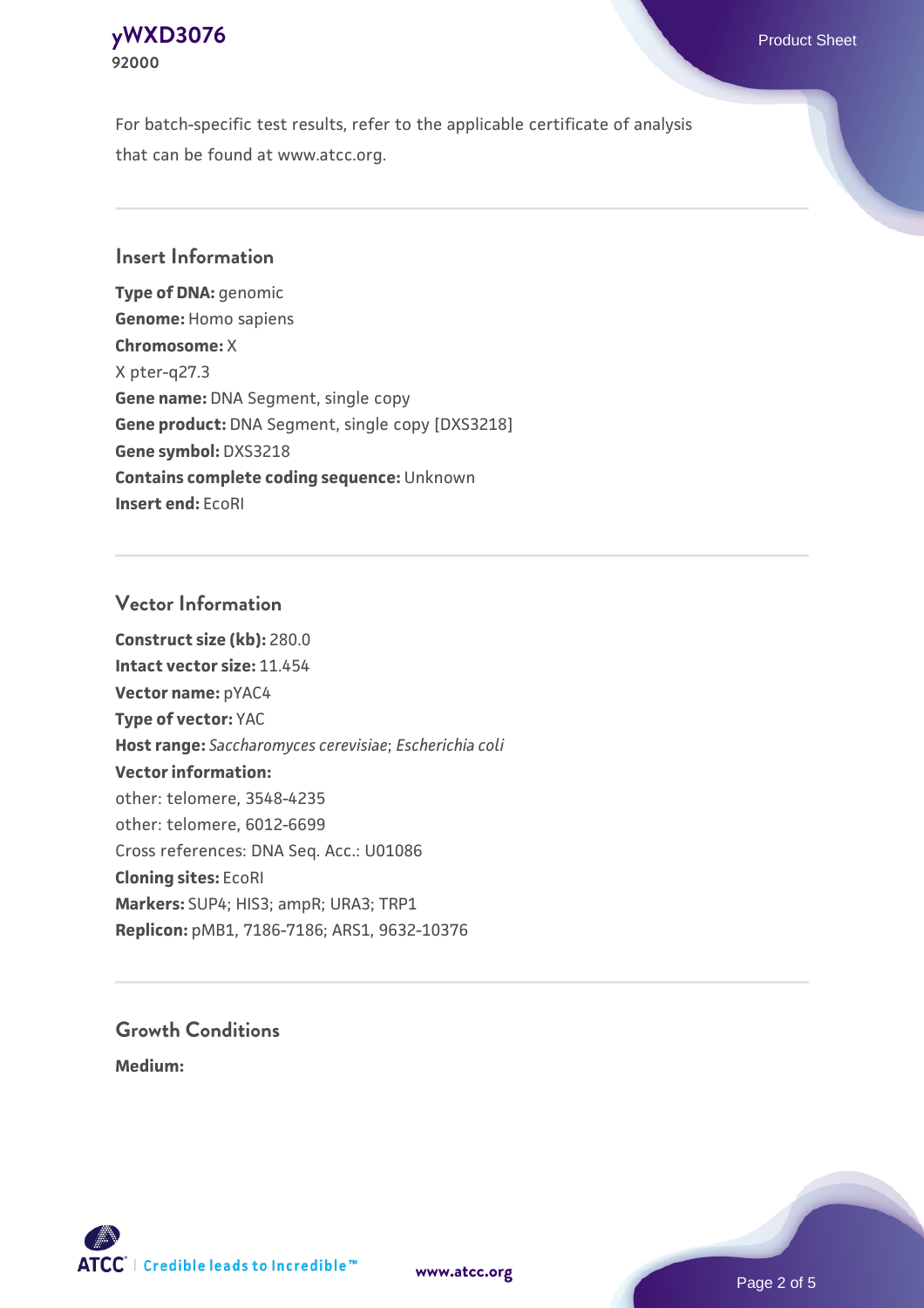For batch-specific test results, refer to the applicable certificate of analysis that can be found at www.atcc.org.

## Insert Information

**Type of DNA:** genomic
**Genome:** Homo sapiens
**Chromosome:** X
X pter-q27.3
**Gene name:** DNA Segment, single copy
**Gene product:** DNA Segment, single copy [DXS3218]
**Gene symbol:** DXS3218
**Contains complete coding sequence:** Unknown
**Insert end:** EcoRI

## Vector Information

**Construct size (kb):** 280.0
**Intact vector size:** 11.454
**Vector name:** pYAC4
**Type of vector:** YAC
**Host range:** *Saccharomyces cerevisiae*; *Escherichia coli*
**Vector information:**
other: telomere, 3548-4235
other: telomere, 6012-6699
Cross references: DNA Seq. Acc.: U01086
**Cloning sites:** EcoRI
**Markers:** SUP4; HIS3; ampR; URA3; TRP1
**Replicon:** pMB1, 7186-7186; ARS1, 9632-10376

## Growth Conditions

**Medium:**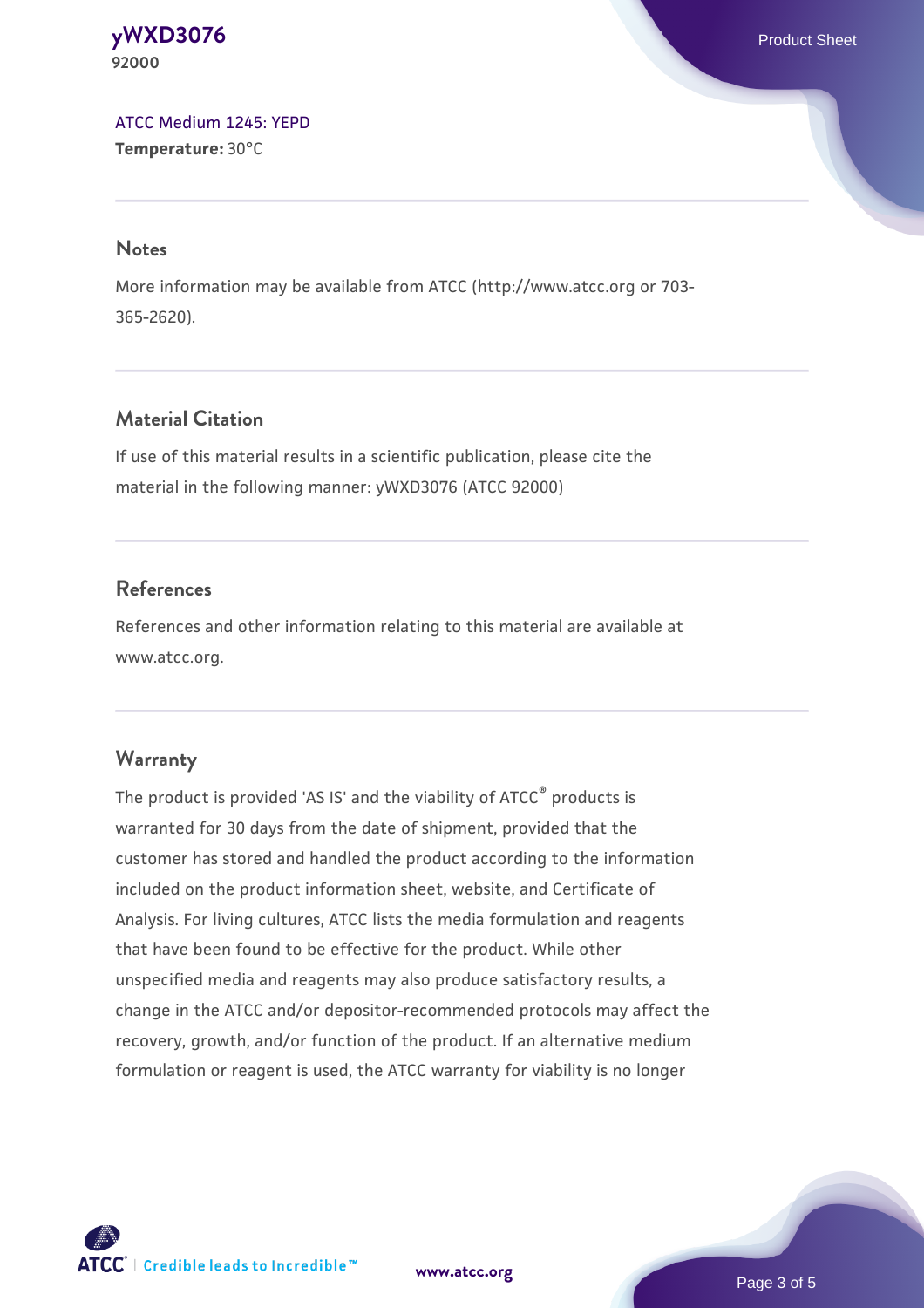ATCC Medium 1245: YEPD
**Temperature:** 30°C

## Notes

More information may be available from ATCC (http://www.atcc.org or 703-365-2620).

## Material Citation

If use of this material results in a scientific publication, please cite the material in the following manner: yWXD3076 (ATCC 92000)

## References

References and other information relating to this material are available at www.atcc.org.

## Warranty

The product is provided 'AS IS' and the viability of ATCC® products is warranted for 30 days from the date of shipment, provided that the customer has stored and handled the product according to the information included on the product information sheet, website, and Certificate of Analysis. For living cultures, ATCC lists the media formulation and reagents that have been found to be effective for the product. While other unspecified media and reagents may also produce satisfactory results, a change in the ATCC and/or depositor-recommended protocols may affect the recovery, growth, and/or function of the product. If an alternative medium formulation or reagent is used, the ATCC warranty for viability is no longer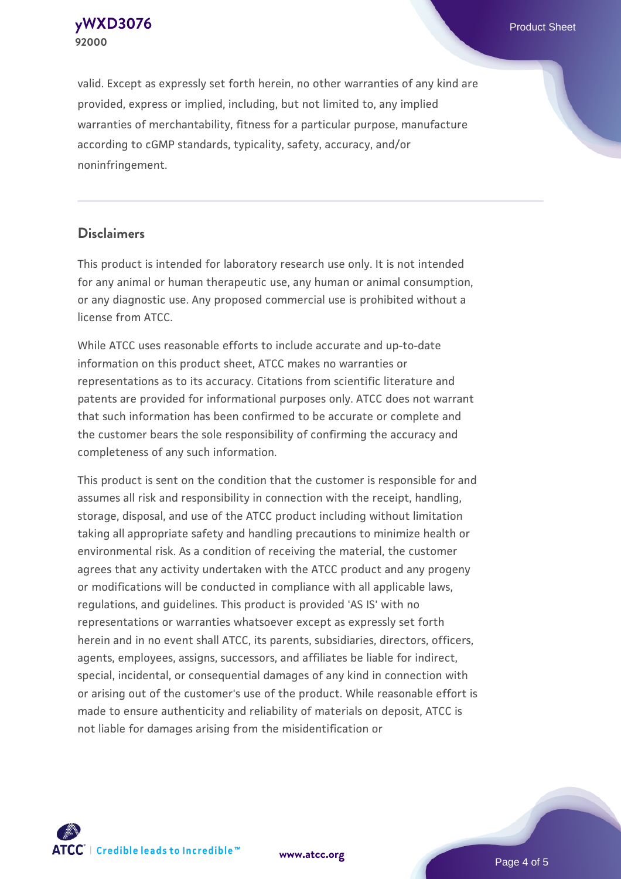valid. Except as expressly set forth herein, no other warranties of any kind are provided, express or implied, including, but not limited to, any implied warranties of merchantability, fitness for a particular purpose, manufacture according to cGMP standards, typicality, safety, accuracy, and/or noninfringement.

## Disclaimers

This product is intended for laboratory research use only. It is not intended for any animal or human therapeutic use, any human or animal consumption, or any diagnostic use. Any proposed commercial use is prohibited without a license from ATCC.

While ATCC uses reasonable efforts to include accurate and up-to-date information on this product sheet, ATCC makes no warranties or representations as to its accuracy. Citations from scientific literature and patents are provided for informational purposes only. ATCC does not warrant that such information has been confirmed to be accurate or complete and the customer bears the sole responsibility of confirming the accuracy and completeness of any such information.

This product is sent on the condition that the customer is responsible for and assumes all risk and responsibility in connection with the receipt, handling, storage, disposal, and use of the ATCC product including without limitation taking all appropriate safety and handling precautions to minimize health or environmental risk. As a condition of receiving the material, the customer agrees that any activity undertaken with the ATCC product and any progeny or modifications will be conducted in compliance with all applicable laws, regulations, and guidelines. This product is provided 'AS IS' with no representations or warranties whatsoever except as expressly set forth herein and in no event shall ATCC, its parents, subsidiaries, directors, officers, agents, employees, assigns, successors, and affiliates be liable for indirect, special, incidental, or consequential damages of any kind in connection with or arising out of the customer's use of the product. While reasonable effort is made to ensure authenticity and reliability of materials on deposit, ATCC is not liable for damages arising from the misidentification or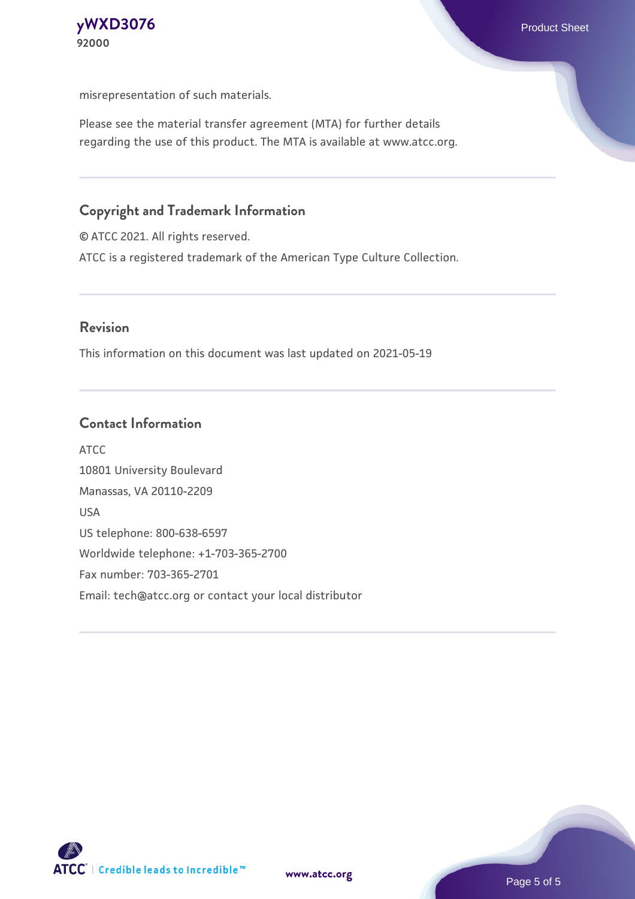misrepresentation of such materials.

Please see the material transfer agreement (MTA) for further details regarding the use of this product. The MTA is available at www.atcc.org.

## Copyright and Trademark Information

© ATCC 2021. All rights reserved.

ATCC is a registered trademark of the American Type Culture Collection.

## Revision

This information on this document was last updated on 2021-05-19

## Contact Information

ATCC

10801 University Boulevard

Manassas, VA 20110-2209

USA

US telephone: 800-638-6597

Worldwide telephone: +1-703-365-2700

Fax number: 703-365-2701

Email: tech@atcc.org or contact your local distributor